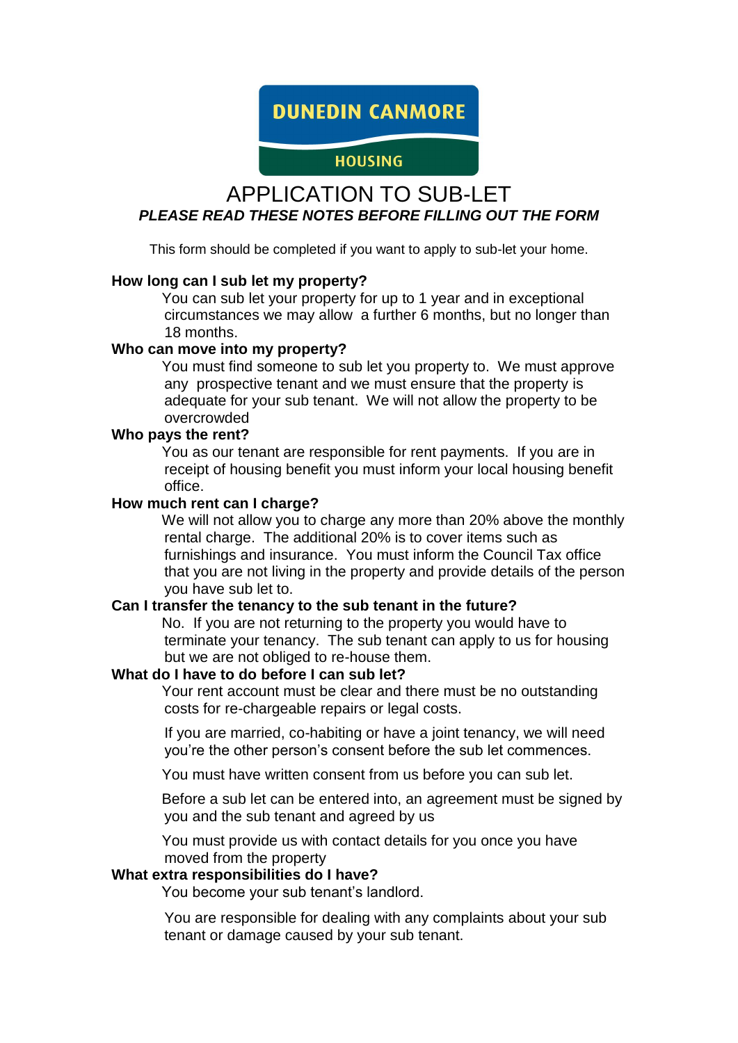DUNEDIN CANMORE

HOUSING

# APPLICATION TO SUB-LET

***PLEASE READ THESE NOTES BEFORE FILLING OUT THE FORM***

This form should be completed if you want to apply to sub-let your home.

**How long can I sub let my property?**

You can sub let your property for up to 1 year and in exceptional circumstances we may allow a further 6 months, but no longer than 18 months.

**Who can move into my property?**

You must find someone to sub let you property to. We must approve any prospective tenant and we must ensure that the property is adequate for your sub tenant. We will not allow the property to be overcrowded

**Who pays the rent?**

You as our tenant are responsible for rent payments. If you are in receipt of housing benefit you must inform your local housing benefit office.

**How much rent can I charge?**

We will not allow you to charge any more than 20% above the monthly rental charge. The additional 20% is to cover items such as furnishings and insurance. You must inform the Council Tax office that you are not living in the property and provide details of the person you have sub let to.

**Can I transfer the tenancy to the sub tenant in the future?**

No. If you are not returning to the property you would have to terminate your tenancy. The sub tenant can apply to us for housing but we are not obliged to re-house them.

**What do I have to do before I can sub let?**

Your rent account must be clear and there must be no outstanding costs for re-chargeable repairs or legal costs.

If you are married, co-habiting or have a joint tenancy, we will need you're the other person's consent before the sub let commences.

You must have written consent from us before you can sub let.

Before a sub let can be entered into, an agreement must be signed by you and the sub tenant and agreed by us

You must provide us with contact details for you once you have moved from the property

**What extra responsibilities do I have?**

You become your sub tenant's landlord.

You are responsible for dealing with any complaints about your sub tenant or damage caused by your sub tenant.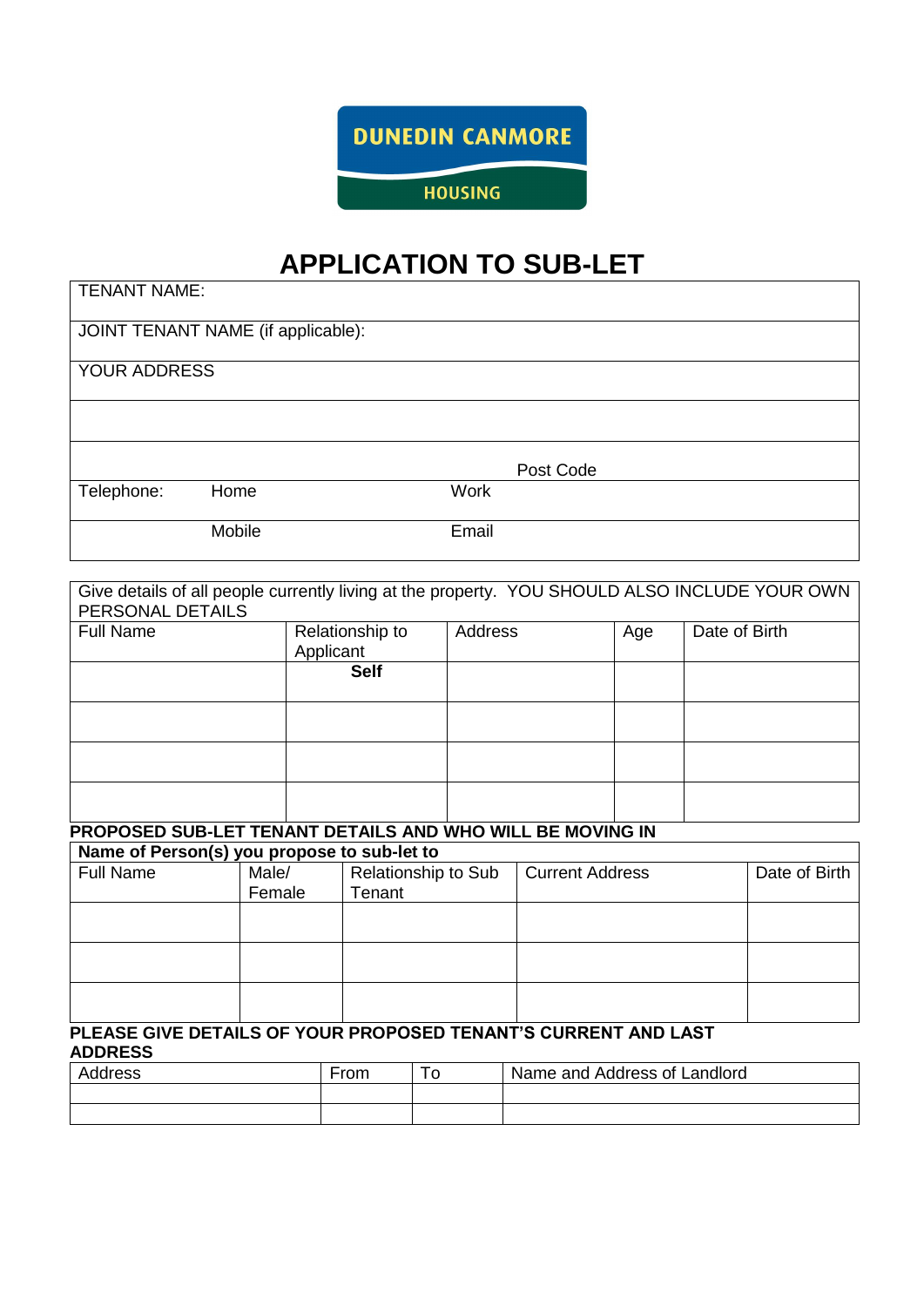DUNEDIN CANMORE

HOUSING

# APPLICATION TO SUB-LET

| TENANT NAME: | | | |
|---|---|---|---|
| JOINT TENANT NAME (if applicable): | | | |
| YOUR ADDRESS | | | |
| | | | |
| | | Post Code | |
| Telephone: | Home | Work | |
| | Mobile | Email | |

| Give details of all people currently living at the property. YOU SHOULD ALSO INCLUDE YOUR OWN PERSONAL DETAILS | | | | |
|---|---|---|---|---|
| Full Name | Relationship to Applicant | Address | Age | Date of Birth |
| | **Self** | | | |
| | | | | |
| | | | | |
| | | | | |

**PROPOSED SUB-LET TENANT DETAILS AND WHO WILL BE MOVING IN**

| **Name of Person(s) you propose to sub-let to** | | | | |
|---|---|---|---|---|
| Full Name | Male/ Female | Relationship to Sub Tenant | Current Address | Date of Birth |
| | | | | |
| | | | | |
| | | | | |

**PLEASE GIVE DETAILS OF YOUR PROPOSED TENANT'S CURRENT AND LAST ADDRESS**

| Address | From | To | Name and Address of Landlord |
|---|---|---|---|
| | | | |
| | | | |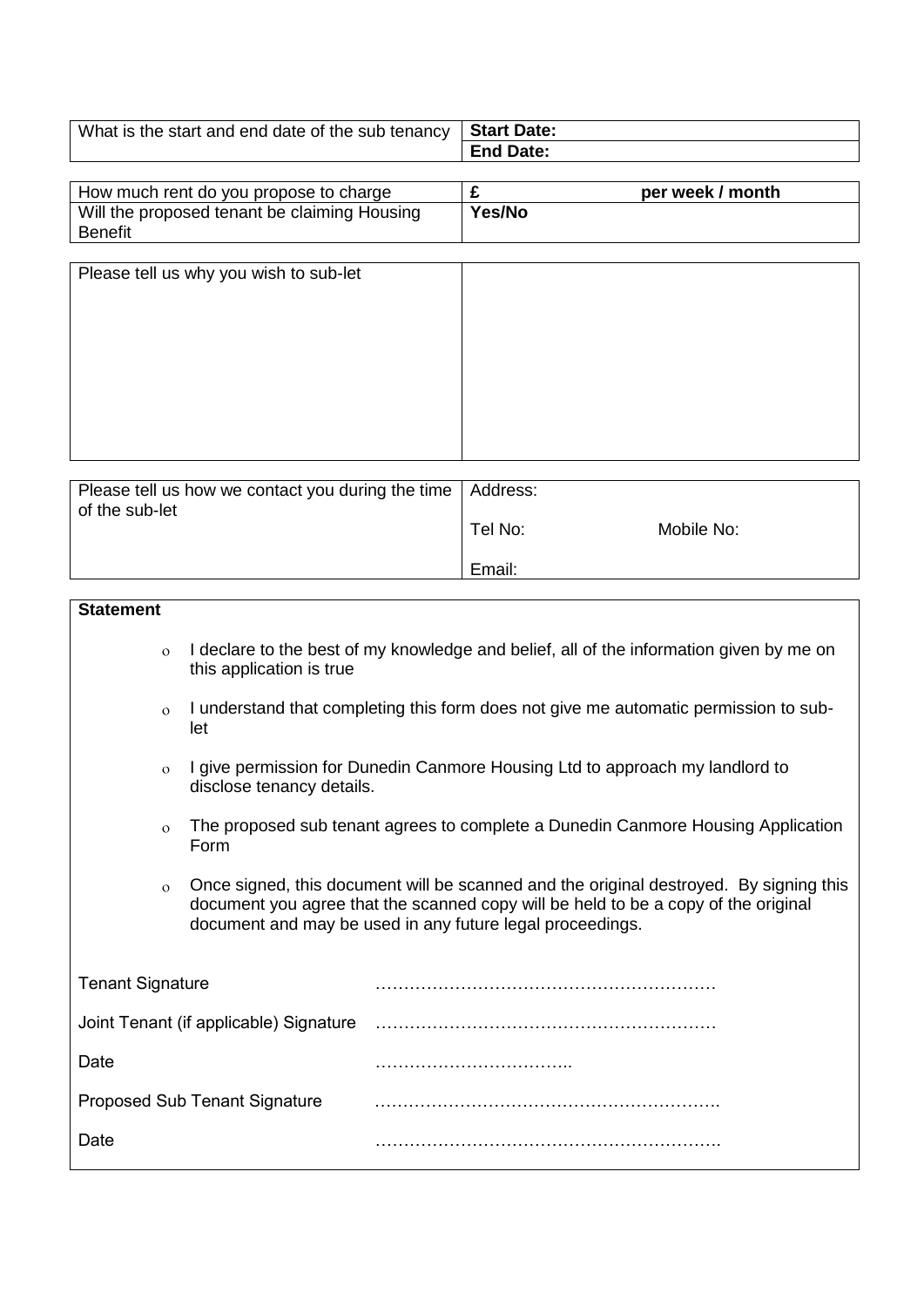| | |
|---|---|
| What is the start and end date of the sub tenancy | **Start Date:** |
| | **End Date:** |

| | |
|---|---|
| How much rent do you propose to charge | **£ per week / month** |
| Will the proposed tenant be claiming Housing Benefit | **Yes/No** |

| | |
|---|---|
| Please tell us why you wish to sub-let | |

| | |
|---|---|
| Please tell us how we contact you during the time of the sub-let | Address:<br><br>Tel No: Mobile No:<br><br>Email: |

**Statement**

- I declare to the best of my knowledge and belief, all of the information given by me on this application is true
- I understand that completing this form does not give me automatic permission to sub-let
- I give permission for Dunedin Canmore Housing Ltd to approach my landlord to disclose tenancy details.
- The proposed sub tenant agrees to complete a Dunedin Canmore Housing Application Form
- Once signed, this document will be scanned and the original destroyed. By signing this document you agree that the scanned copy will be held to be a copy of the original document and may be used in any future legal proceedings.

Tenant Signature ……………………………………………………

Joint Tenant (if applicable) Signature ……………………………………………………

Date ……………………………..

Proposed Sub Tenant Signature …………………………………………………….

Date …………………………………………………….